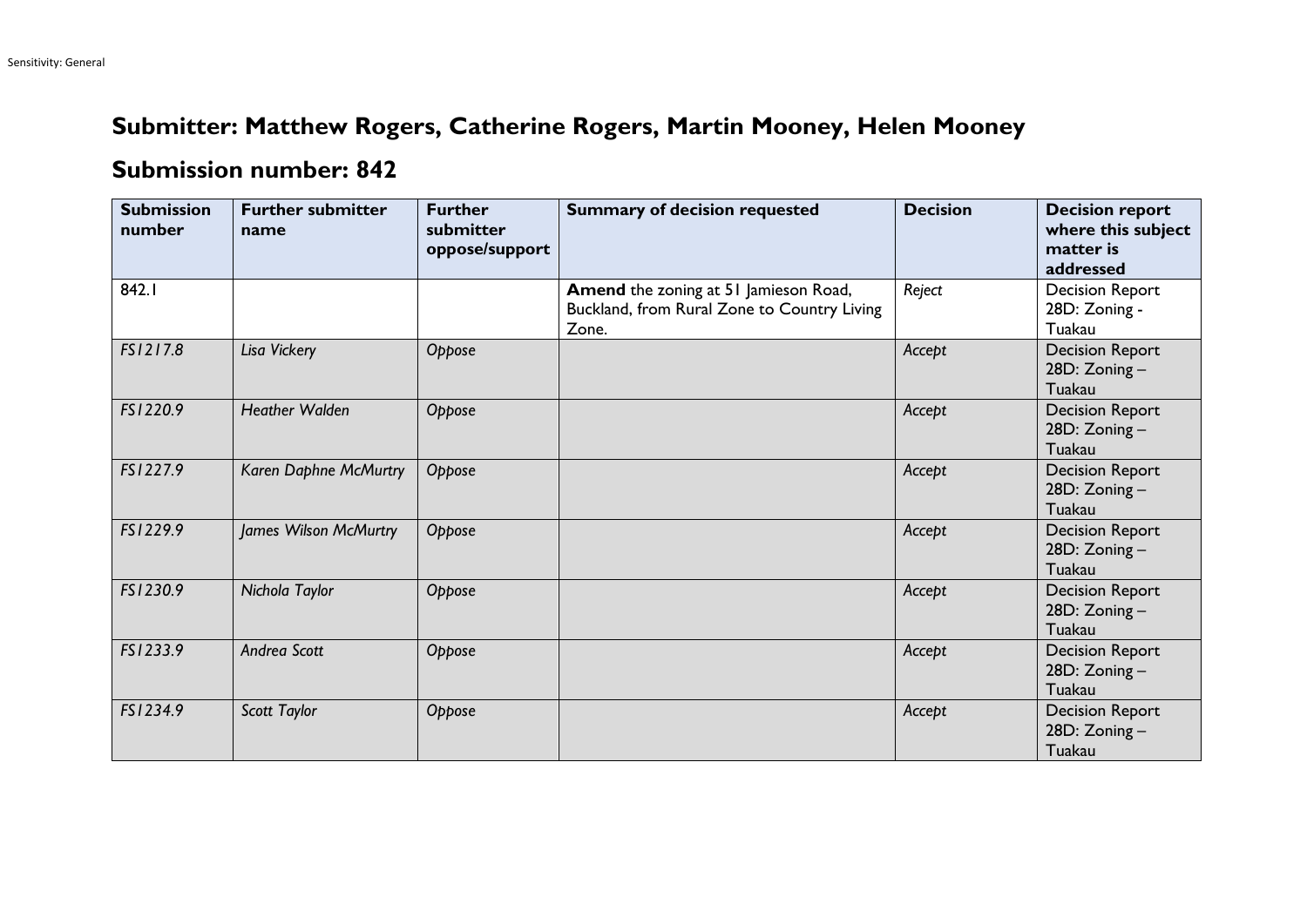# Submitter: Matthew Rogers, Catherine Rogers, Martin Mooney, Helen Mooney

## Submission number: 842

| Submission number | Further submitter name | Further submitter oppose/support | Summary of decision requested | Decision | Decision report where this subject matter is addressed |
|---|---|---|---|---|---|
| 842.1 | | | **Amend** the zoning at 51 Jamieson Road, Buckland, from Rural Zone to Country Living Zone. | *Reject* | Decision Report 28D: Zoning - Tuakau |
| *FS1217.8* | *Lisa Vickery* | *Oppose* | | *Accept* | Decision Report 28D: Zoning – Tuakau |
| *FS1220.9* | *Heather Walden* | *Oppose* | | *Accept* | Decision Report 28D: Zoning – Tuakau |
| *FS1227.9* | *Karen Daphne McMurtry* | *Oppose* | | *Accept* | Decision Report 28D: Zoning – Tuakau |
| *FS1229.9* | *James Wilson McMurtry* | *Oppose* | | *Accept* | Decision Report 28D: Zoning – Tuakau |
| *FS1230.9* | *Nichola Taylor* | *Oppose* | | *Accept* | Decision Report 28D: Zoning – Tuakau |
| *FS1233.9* | *Andrea Scott* | *Oppose* | | *Accept* | Decision Report 28D: Zoning – Tuakau |
| *FS1234.9* | *Scott Taylor* | *Oppose* | | *Accept* | Decision Report 28D: Zoning – Tuakau |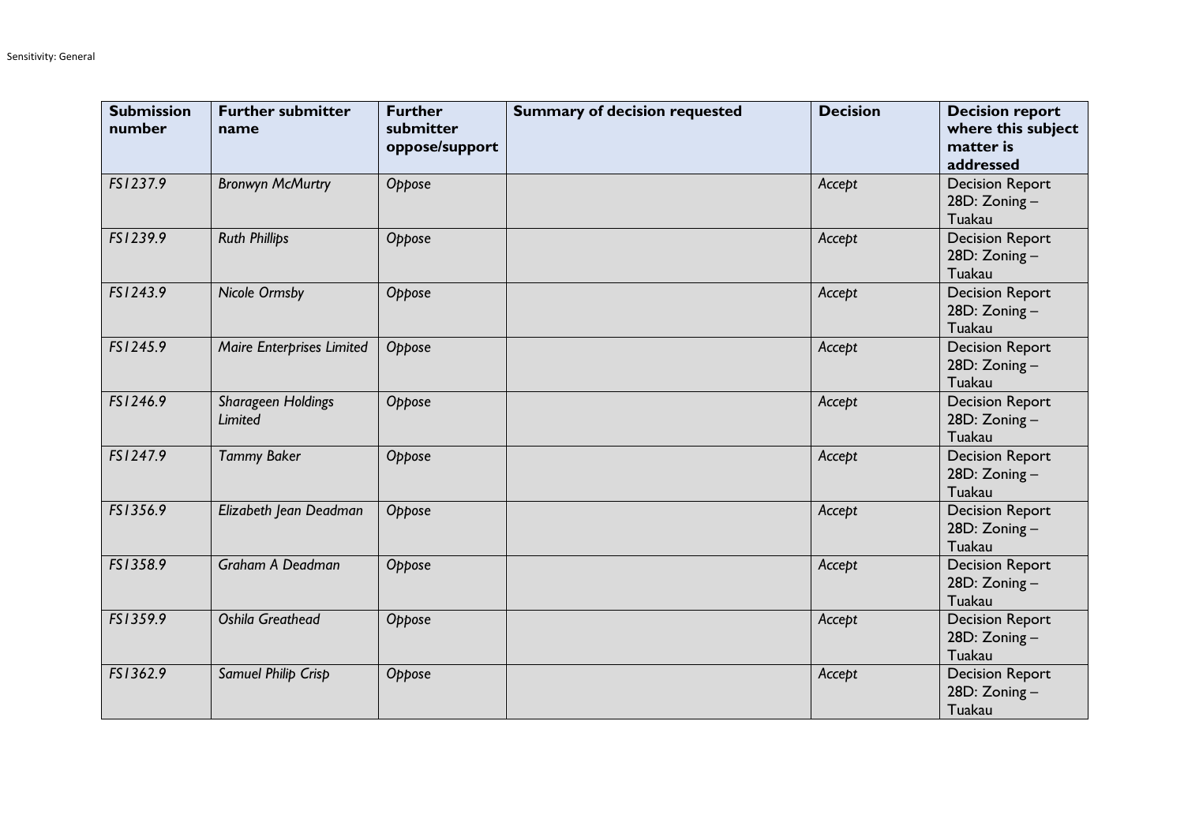| Submission number | Further submitter name | Further submitter oppose/support | Summary of decision requested | Decision | Decision report where this subject matter is addressed |
|---|---|---|---|---|---|
| *FS1237.9* | *Bronwyn McMurtry* | *Oppose* | | *Accept* | Decision Report 28D: Zoning – Tuakau |
| *FS1239.9* | *Ruth Phillips* | *Oppose* | | *Accept* | Decision Report 28D: Zoning – Tuakau |
| *FS1243.9* | *Nicole Ormsby* | *Oppose* | | *Accept* | Decision Report 28D: Zoning – Tuakau |
| *FS1245.9* | *Maire Enterprises Limited* | *Oppose* | | *Accept* | Decision Report 28D: Zoning – Tuakau |
| *FS1246.9* | *Sharageen Holdings Limited* | *Oppose* | | *Accept* | Decision Report 28D: Zoning – Tuakau |
| *FS1247.9* | *Tammy Baker* | *Oppose* | | *Accept* | Decision Report 28D: Zoning – Tuakau |
| *FS1356.9* | *Elizabeth Jean Deadman* | *Oppose* | | *Accept* | Decision Report 28D: Zoning – Tuakau |
| *FS1358.9* | *Graham A Deadman* | *Oppose* | | *Accept* | Decision Report 28D: Zoning – Tuakau |
| *FS1359.9* | *Oshila Greathead* | *Oppose* | | *Accept* | Decision Report 28D: Zoning – Tuakau |
| *FS1362.9* | *Samuel Philip Crisp* | *Oppose* | | *Accept* | Decision Report 28D: Zoning – Tuakau |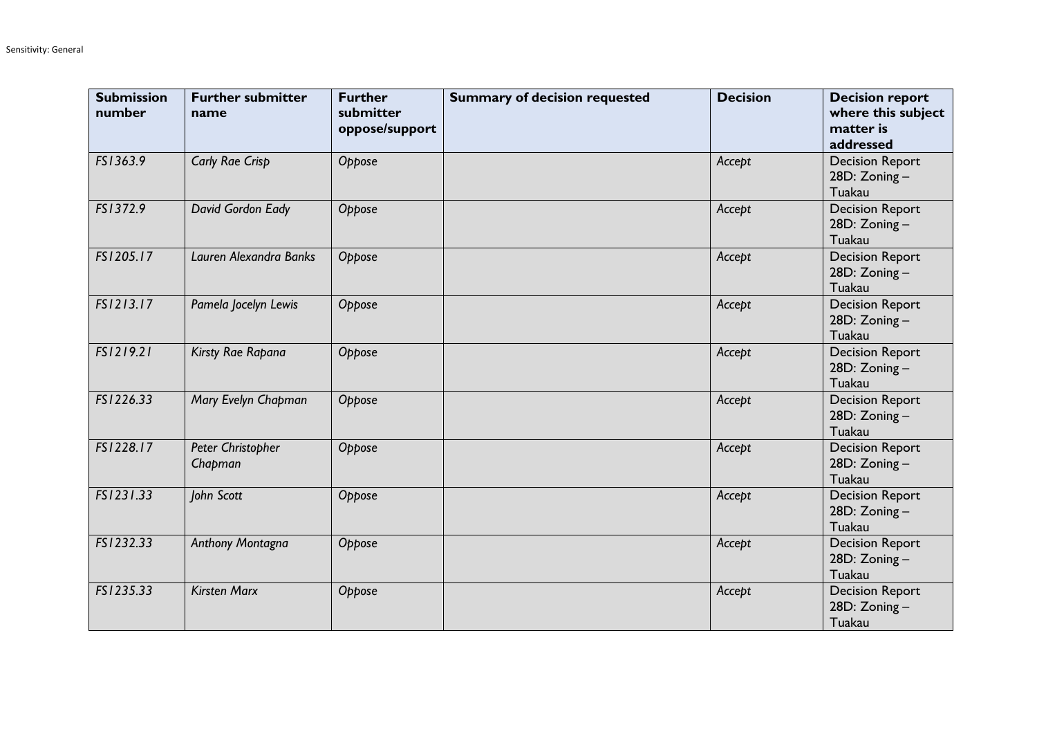| Submission number | Further submitter name | Further submitter oppose/support | Summary of decision requested | Decision | Decision report where this subject matter is addressed |
|---|---|---|---|---|---|
| *FS1363.9* | *Carly Rae Crisp* | *Oppose* | | *Accept* | Decision Report 28D: Zoning – Tuakau |
| *FS1372.9* | *David Gordon Eady* | *Oppose* | | *Accept* | Decision Report 28D: Zoning – Tuakau |
| *FS1205.17* | *Lauren Alexandra Banks* | *Oppose* | | *Accept* | Decision Report 28D: Zoning – Tuakau |
| *FS1213.17* | *Pamela Jocelyn Lewis* | *Oppose* | | *Accept* | Decision Report 28D: Zoning – Tuakau |
| *FS1219.21* | *Kirsty Rae Rapana* | *Oppose* | | *Accept* | Decision Report 28D: Zoning – Tuakau |
| *FS1226.33* | *Mary Evelyn Chapman* | *Oppose* | | *Accept* | Decision Report 28D: Zoning – Tuakau |
| *FS1228.17* | *Peter Christopher Chapman* | *Oppose* | | *Accept* | Decision Report 28D: Zoning – Tuakau |
| *FS1231.33* | *John Scott* | *Oppose* | | *Accept* | Decision Report 28D: Zoning – Tuakau |
| *FS1232.33* | *Anthony Montagna* | *Oppose* | | *Accept* | Decision Report 28D: Zoning – Tuakau |
| *FS1235.33* | *Kirsten Marx* | *Oppose* | | *Accept* | Decision Report 28D: Zoning – Tuakau |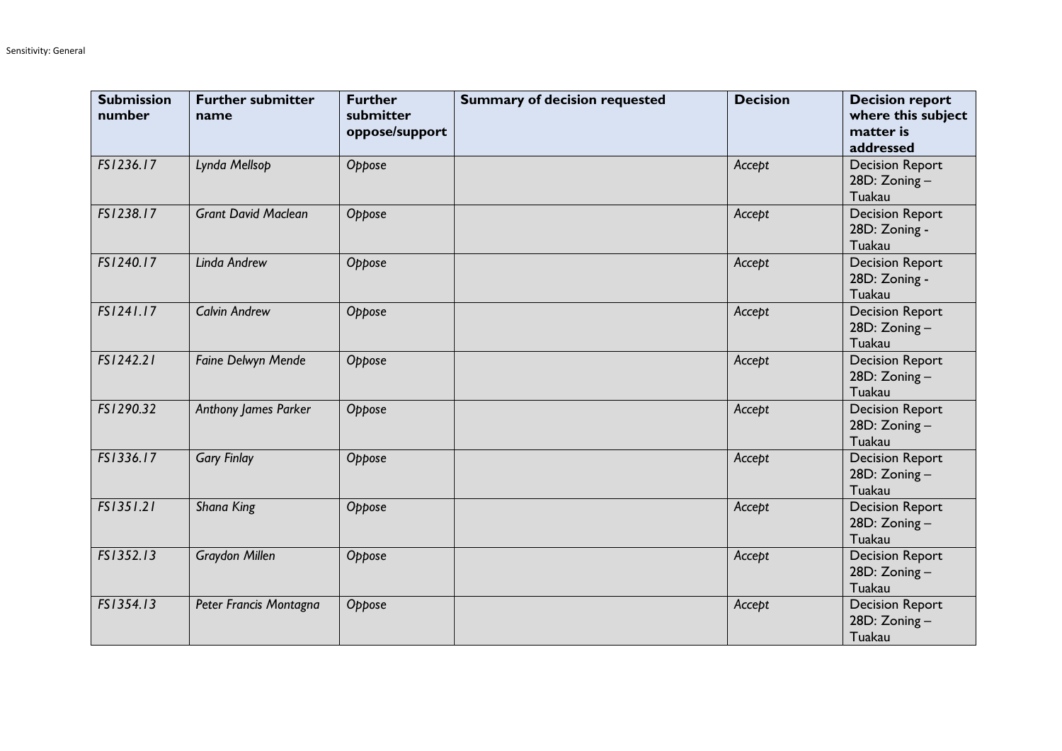| Submission number | Further submitter name | Further submitter oppose/support | Summary of decision requested | Decision | Decision report where this subject matter is addressed |
|---|---|---|---|---|---|
| *FS1236.17* | *Lynda Mellsop* | *Oppose* | | *Accept* | Decision Report 28D: Zoning – Tuakau |
| *FS1238.17* | *Grant David Maclean* | *Oppose* | | *Accept* | Decision Report 28D: Zoning - Tuakau |
| *FS1240.17* | *Linda Andrew* | *Oppose* | | *Accept* | Decision Report 28D: Zoning - Tuakau |
| *FS1241.17* | *Calvin Andrew* | *Oppose* | | *Accept* | Decision Report 28D: Zoning – Tuakau |
| *FS1242.21* | *Faine Delwyn Mende* | *Oppose* | | *Accept* | Decision Report 28D: Zoning – Tuakau |
| *FS1290.32* | *Anthony James Parker* | *Oppose* | | *Accept* | Decision Report 28D: Zoning – Tuakau |
| *FS1336.17* | *Gary Finlay* | *Oppose* | | *Accept* | Decision Report 28D: Zoning – Tuakau |
| *FS1351.21* | *Shana King* | *Oppose* | | *Accept* | Decision Report 28D: Zoning – Tuakau |
| *FS1352.13* | *Graydon Millen* | *Oppose* | | *Accept* | Decision Report 28D: Zoning – Tuakau |
| *FS1354.13* | *Peter Francis Montagna* | *Oppose* | | *Accept* | Decision Report 28D: Zoning – Tuakau |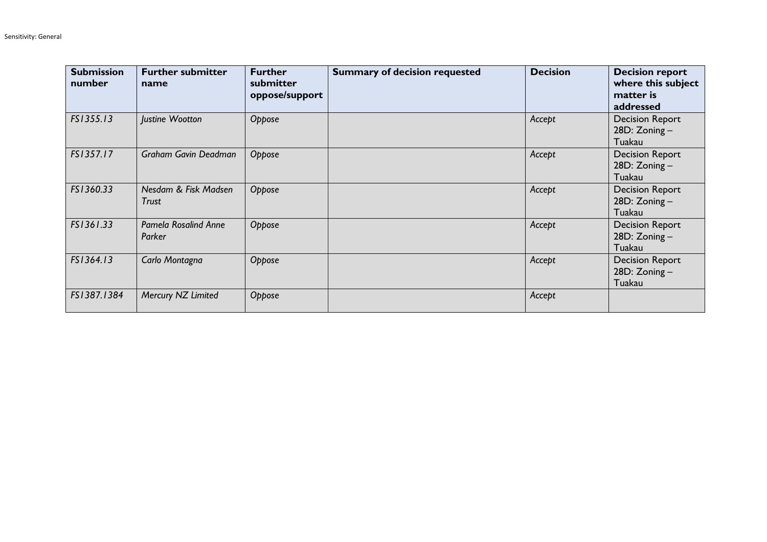| Submission number | Further submitter name | Further submitter oppose/support | Summary of decision requested | Decision | Decision report where this subject matter is addressed |
|---|---|---|---|---|---|
| *FS1355.13* | *Justine Wootton* | *Oppose* | | *Accept* | Decision Report 28D: Zoning – Tuakau |
| *FS1357.17* | *Graham Gavin Deadman* | *Oppose* | | *Accept* | Decision Report 28D: Zoning – Tuakau |
| *FS1360.33* | *Nesdam & Fisk Madsen Trust* | *Oppose* | | *Accept* | Decision Report 28D: Zoning – Tuakau |
| *FS1361.33* | *Pamela Rosalind Anne Parker* | *Oppose* | | *Accept* | Decision Report 28D: Zoning – Tuakau |
| *FS1364.13* | *Carlo Montagna* | *Oppose* | | *Accept* | Decision Report 28D: Zoning – Tuakau |
| *FS1387.1384* | *Mercury NZ Limited* | *Oppose* | | *Accept* | |